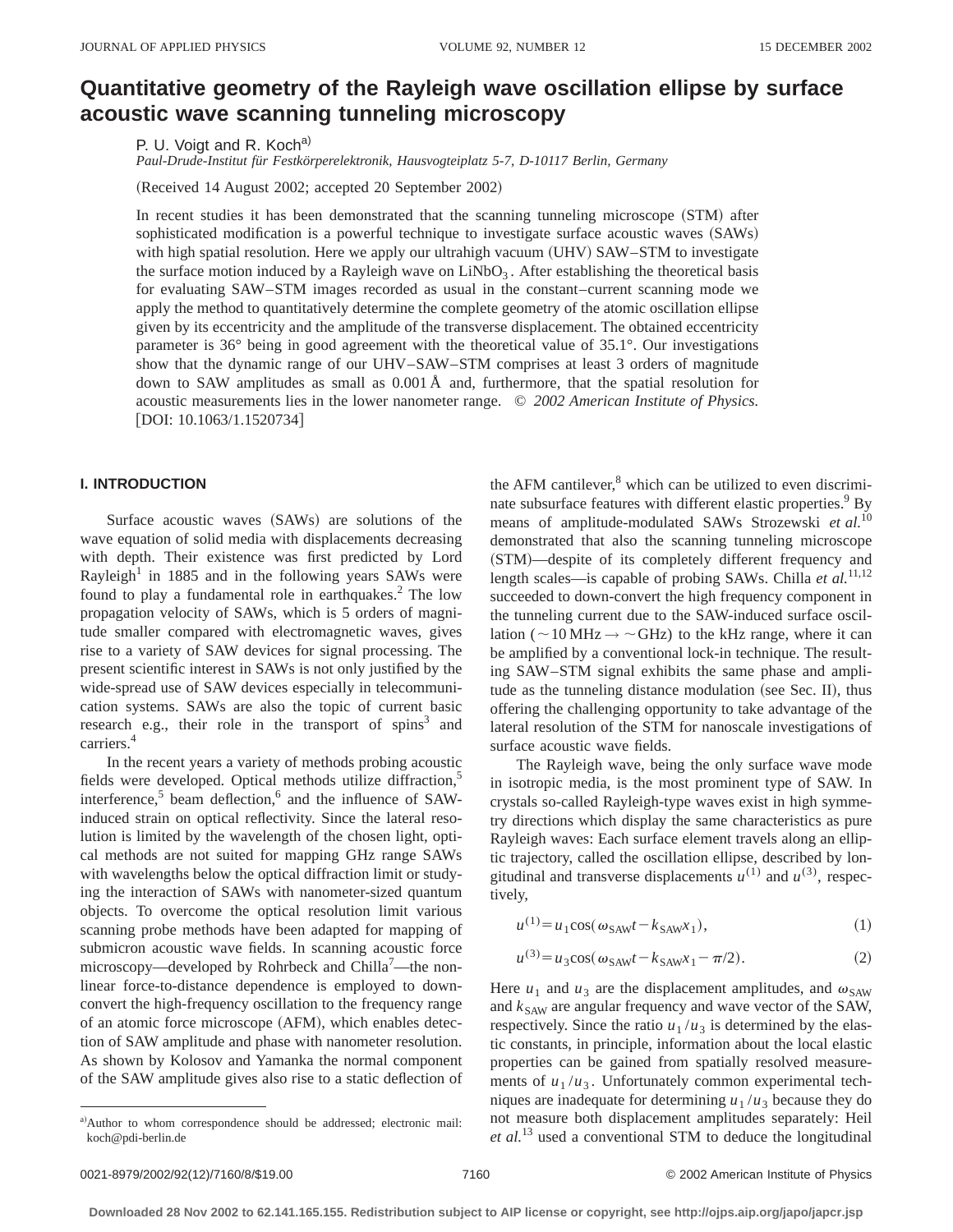# Quantitative geometry of the Rayleigh wave oscillation ellipse by surface acoustic wave scanning tunneling microscopy

P. U. Voigt and R. Koch[a)]

*Paul-Drude-Institut für Festkörperelektronik, Hausvogteiplatz 5-7, D-10117 Berlin, Germany*

(Received 14 August 2002; accepted 20 September 2002)

In recent studies it has been demonstrated that the scanning tunneling microscope (STM) after sophisticated modification is a powerful technique to investigate surface acoustic waves (SAWs) with high spatial resolution. Here we apply our ultrahigh vacuum (UHV) SAW–STM to investigate the surface motion induced by a Rayleigh wave on $LiNbO_3$. After establishing the theoretical basis for evaluating SAW–STM images recorded as usual in the constant–current scanning mode we apply the method to quantitatively determine the complete geometry of the atomic oscillation ellipse given by its eccentricity and the amplitude of the transverse displacement. The obtained eccentricity parameter is 36° being in good agreement with the theoretical value of 35.1°. Our investigations show that the dynamic range of our UHV–SAW–STM comprises at least 3 orders of magnitude down to SAW amplitudes as small as 0.001 Å and, furthermore, that the spatial resolution for acoustic measurements lies in the lower nanometer range. *© 2002 American Institute of Physics.* [DOI: 10.1063/1.1520734]

## I. INTRODUCTION

Surface acoustic waves (SAWs) are solutions of the wave equation of solid media with displacements decreasing with depth. Their existence was first predicted by Lord Rayleigh[1] in 1885 and in the following years SAWs were found to play a fundamental role in earthquakes.[2] The low propagation velocity of SAWs, which is 5 orders of magnitude smaller compared with electromagnetic waves, gives rise to a variety of SAW devices for signal processing. The present scientific interest in SAWs is not only justified by the wide-spread use of SAW devices especially in telecommunication systems. SAWs are also the topic of current basic research e.g., their role in the transport of spins[3] and carriers.[4]

In the recent years a variety of methods probing acoustic fields were developed. Optical methods utilize diffraction,[5] interference,[5] beam deflection,[6] and the influence of SAW-induced strain on optical reflectivity. Since the lateral resolution is limited by the wavelength of the chosen light, optical methods are not suited for mapping GHz range SAWs with wavelengths below the optical diffraction limit or studying the interaction of SAWs with nanometer-sized quantum objects. To overcome the optical resolution limit various scanning probe methods have been adapted for mapping of submicron acoustic wave fields. In scanning acoustic force microscopy—developed by Rohrbeck and Chilla[7]—the nonlinear force-to-distance dependence is employed to down-convert the high-frequency oscillation to the frequency range of an atomic force microscope (AFM), which enables detection of SAW amplitude and phase with nanometer resolution. As shown by Kolosov and Yamanka the normal component of the SAW amplitude gives also rise to a static deflection of the AFM cantilever,[8] which can be utilized to even discriminate subsurface features with different elastic properties.[9] By means of amplitude-modulated SAWs Strozewski *et al.*[10] demonstrated that also the scanning tunneling microscope (STM)—despite of its completely different frequency and length scales—is capable of probing SAWs. Chilla *et al.*[11,12] succeeded to down-convert the high frequency component in the tunneling current due to the SAW-induced surface oscillation ($\sim$10 MHz $\rightarrow$ $\sim$GHz) to the kHz range, where it can be amplified by a conventional lock-in technique. The resulting SAW–STM signal exhibits the same phase and amplitude as the tunneling distance modulation (see Sec. II), thus offering the challenging opportunity to take advantage of the lateral resolution of the STM for nanoscale investigations of surface acoustic wave fields.

The Rayleigh wave, being the only surface wave mode in isotropic media, is the most prominent type of SAW. In crystals so-called Rayleigh-type waves exist in high symmetry directions which display the same characteristics as pure Rayleigh waves: Each surface element travels along an elliptic trajectory, called the oscillation ellipse, described by longitudinal and transverse displacements $u^{(1)}$ and $u^{(3)}$, respectively,

$$u^{(1)} = u_1 \cos(\omega_{\mathrm{SAW}} t - k_{\mathrm{SAW}} x_1), \tag{1}$$

$$u^{(3)} = u_3 \cos(\omega_{\mathrm{SAW}} t - k_{\mathrm{SAW}} x_1 - \pi/2). \tag{2}$$

Here $u_1$ and $u_3$ are the displacement amplitudes, and $\omega_{\mathrm{SAW}}$ and $k_{\mathrm{SAW}}$ are angular frequency and wave vector of the SAW, respectively. Since the ratio $u_1/u_3$ is determined by the elastic constants, in principle, information about the local elastic properties can be gained from spatially resolved measurements of $u_1/u_3$. Unfortunately common experimental techniques are inadequate for determining $u_1/u_3$ because they do not measure both displacement amplitudes separately: Heil *et al.*[13] used a conventional STM to deduce the longitudinal

[a)]Author to whom correspondence should be addressed; electronic mail: koch@pdi-berlin.de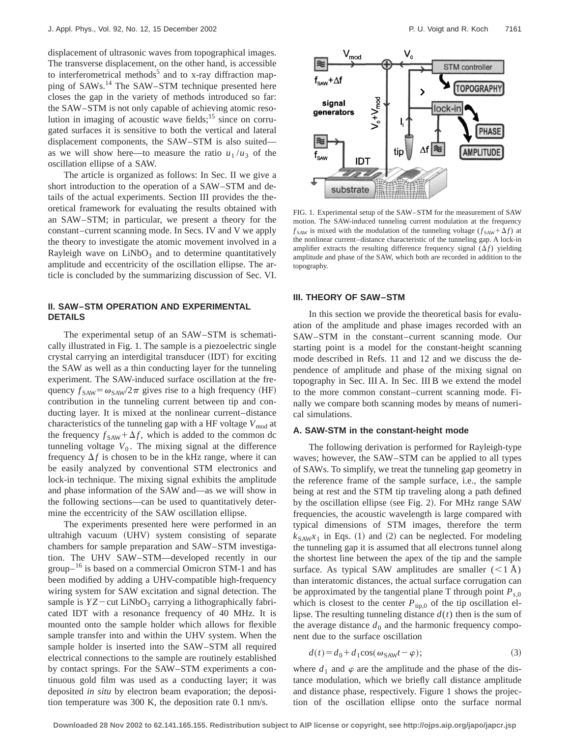displacement of ultrasonic waves from topographical images. The transverse displacement, on the other hand, is accessible to interferometrical methods[5] and to x-ray diffraction mapping of SAWs.[14] The SAW–STM technique presented here closes the gap in the variety of methods introduced so far: the SAW–STM is not only capable of achieving atomic resolution in imaging of acoustic wave fields;[15] since on corrugated surfaces it is sensitive to both the vertical and lateral displacement components, the SAW–STM is also suited—as we will show here—to measure the ratio $u_1/u_3$ of the oscillation ellipse of a SAW.

The article is organized as follows: In Sec. II we give a short introduction to the operation of a SAW–STM and details of the actual experiments. Section III provides the theoretical framework for evaluating the results obtained with an SAW–STM; in particular, we present a theory for the constant–current scanning mode. In Secs. IV and V we apply the theory to investigate the atomic movement involved in a Rayleigh wave on $LiNbO_3$ and to determine quantitatively amplitude and eccentricity of the oscillation ellipse. The article is concluded by the summarizing discussion of Sec. VI.

## II. SAW–STM OPERATION AND EXPERIMENTAL DETAILS

The experimental setup of an SAW–STM is schematically illustrated in Fig. 1. The sample is a piezoelectric single crystal carrying an interdigital transducer (IDT) for exciting the SAW as well as a thin conducting layer for the tunneling experiment. The SAW-induced surface oscillation at the frequency $f_{SAW}=\omega_{SAW}/2\pi$ gives rise to a high frequency (HF) contribution in the tunneling current between tip and conducting layer. It is mixed at the nonlinear current–distance characteristics of the tunneling gap with a HF voltage $V_{mod}$ at the frequency $f_{SAW}+\Delta f$, which is added to the common dc tunneling voltage $V_0$. The mixing signal at the difference frequency $\Delta f$ is chosen to be in the kHz range, where it can be easily analyzed by conventional STM electronics and lock-in technique. The mixing signal exhibits the amplitude and phase information of the SAW and—as we will show in the following sections—can be used to quantitatively determine the eccentricity of the SAW oscillation ellipse.

The experiments presented here were performed in an ultrahigh vacuum (UHV) system consisting of separate chambers for sample preparation and SAW–STM investigation. The UHV SAW–STM—developed recently in our group–[16] is based on a commercial Omicron STM-1 and has been modified by adding a UHV-compatible high-frequency wiring system for SAW excitation and signal detection. The sample is $YZ-$cut $LiNbO_3$ carrying a lithographically fabricated IDT with a resonance frequency of 40 MHz. It is mounted onto the sample holder which allows for flexible sample transfer into and within the UHV system. When the sample holder is inserted into the SAW–STM all required electrical connections to the sample are routinely established by contact springs. For the SAW–STM experiments a continuous gold film was used as a conducting layer; it was deposited *in situ* by electron beam evaporation; the deposition temperature was 300 K, the deposition rate 0.1 nm/s.

FIG. 1. Experimental setup of the SAW–STM for the measurement of SAW motion. The SAW-induced tunneling current modulation at the frequency $f_{SAW}$ is mixed with the modulation of the tunneling voltage ($f_{SAW}+\Delta f$) at the nonlinear current–distance characteristic of the tunneling gap. A lock-in amplifier extracts the resulting difference frequency signal ($\Delta f$) yielding amplitude and phase of the SAW, which both are recorded in addition to the topography.

## III. THEORY OF SAW–STM

In this section we provide the theoretical basis for evaluation of the amplitude and phase images recorded with an SAW–STM in the constant–current scanning mode. Our starting point is a model for the constant-height scanning mode described in Refs. 11 and 12 and we discuss the dependence of amplitude and phase of the mixing signal on topography in Sec. III A. In Sec. III B we extend the model to the more common constant–current scanning mode. Finally we compare both scanning modes by means of numerical simulations.

### A. SAW-STM in the constant-height mode

The following derivation is performed for Rayleigh-type waves; however, the SAW–STM can be applied to all types of SAWs. To simplify, we treat the tunneling gap geometry in the reference frame of the sample surface, i.e., the sample being at rest and the STM tip traveling along a path defined by the oscillation ellipse (see Fig. 2). For MHz range SAW frequencies, the acoustic wavelength is large compared with typical dimensions of STM images, therefore the term $k_{SAW}x_1$ in Eqs. (1) and (2) can be neglected. For modeling the tunneling gap it is assumed that all electrons tunnel along the shortest line between the apex of the tip and the sample surface. As typical SAW amplitudes are smaller (<1 Å) than interatomic distances, the actual surface corrugation can be approximated by the tangential plane T through point $P_{s,0}$ which is closest to the center $P_{tip,0}$ of the tip oscillation ellipse. The resulting tunneling distance $d(t)$ then is the sum of the average distance $d_0$ and the harmonic frequency component due to the surface oscillation

$$d(t)=d_0+d_1\cos(\omega_{SAW}t-\varphi); \tag{3}$$

where $d_1$ and $\varphi$ are the amplitude and the phase of the distance modulation, which we briefly call distance amplitude and distance phase, respectively. Figure 1 shows the projection of the oscillation ellipse onto the surface normal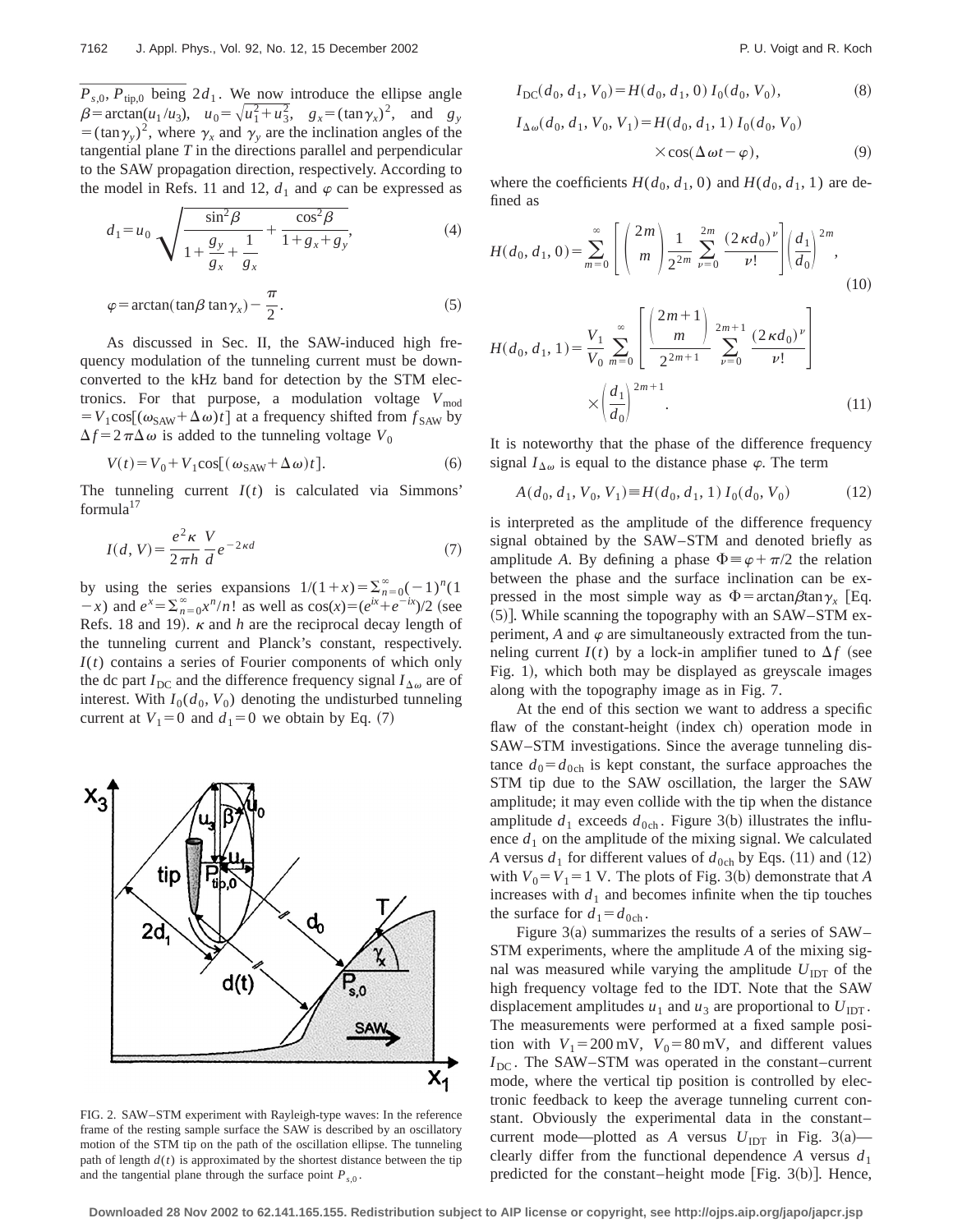$P_{s,0}$, $P_{\text{tip},0}$ being $2d_1$. We now introduce the ellipse angle $\beta = \arctan(u_1/u_3)$, $u_0 = \sqrt{u_1^2 + u_3^2}$, $g_x = (\tan\gamma_x)^2$, and $g_y = (\tan\gamma_y)^2$, where $\gamma_x$ and $\gamma_y$ are the inclination angles of the tangential plane $T$ in the directions parallel and perpendicular to the SAW propagation direction, respectively. According to the model in Refs. 11 and 12, $d_1$ and $\varphi$ can be expressed as

$$d_1 = u_0 \sqrt{\frac{\sin^2\beta}{1 + \frac{g_y}{g_x} + \frac{1}{g_x}} + \frac{\cos^2\beta}{1 + g_x + g_y}}, \tag{4}$$

$$\varphi = \arctan(\tan\beta \tan\gamma_x) - \frac{\pi}{2}. \tag{5}$$

As discussed in Sec. II, the SAW-induced high frequency modulation of the tunneling current must be down-converted to the kHz band for detection by the STM electronics. For that purpose, a modulation voltage $V_{\text{mod}} = V_1 \cos[(\omega_{\text{SAW}} + \Delta\omega)t]$ at a frequency shifted from $f_{\text{SAW}}$ by $\Delta f = 2\pi\Delta\omega$ is added to the tunneling voltage $V_0$

$$V(t) = V_0 + V_1 \cos[(\omega_{\text{SAW}} + \Delta\omega)t]. \tag{6}$$

The tunneling current $I(t)$ is calculated via Simmons' formula[17]

$$I(d, V) = \frac{e^2\kappa}{2\pi h} \frac{V}{d} e^{-2\kappa d} \tag{7}$$

by using the series expansions $1/(1+x) = \sum_{n=0}^{\infty}(-1)^n(1-x)$ and $e^x = \sum_{n=0}^{\infty} x^n/n!$ as well as $\cos(x) = (e^{ix} + e^{-ix})/2$ (see Refs. 18 and 19). $\kappa$ and $h$ are the reciprocal decay length of the tunneling current and Planck's constant, respectively. $I(t)$ contains a series of Fourier components of which only the dc part $I_{\text{DC}}$ and the difference frequency signal $I_{\Delta\omega}$ are of interest. With $I_0(d_0, V_0)$ denoting the undisturbed tunneling current at $V_1 = 0$ and $d_1 = 0$ we obtain by Eq. (7)

FIG. 2. SAW–STM experiment with Rayleigh-type waves: In the reference frame of the resting sample surface the SAW is described by an oscillatory motion of the STM tip on the path of the oscillation ellipse. The tunneling path of length $d(t)$ is approximated by the shortest distance between the tip and the tangential plane through the surface point $P_{s,0}$.

$$I_{\text{DC}}(d_0, d_1, V_0) = H(d_0, d_1, 0)\, I_0(d_0, V_0), \tag{8}$$

$$I_{\Delta\omega}(d_0, d_1, V_0, V_1) = H(d_0, d_1, 1)\, I_0(d_0, V_0) \times \cos(\Delta\omega t - \varphi), \tag{9}$$

where the coefficients $H(d_0, d_1, 0)$ and $H(d_0, d_1, 1)$ are defined as

$$H(d_0, d_1, 0) = \sum_{m=0}^{\infty} \left[ \binom{2m}{m} \frac{1}{2^{2m}} \sum_{\nu=0}^{2m} \frac{(2\kappa d_0)^\nu}{\nu!} \right] \left( \frac{d_1}{d_0} \right)^{2m}, \tag{10}$$

$$H(d_0, d_1, 1) = \frac{V_1}{V_0} \sum_{m=0}^{\infty} \left[ \frac{\binom{2m+1}{m}}{2^{2m+1}} \sum_{\nu=0}^{2m+1} \frac{(2\kappa d_0)^\nu}{\nu!} \right] \times \left( \frac{d_1}{d_0} \right)^{2m+1}. \tag{11}$$

It is noteworthy that the phase of the difference frequency signal $I_{\Delta\omega}$ is equal to the distance phase $\varphi$. The term

$$A(d_0, d_1, V_0, V_1) \equiv H(d_0, d_1, 1)\, I_0(d_0, V_0) \tag{12}$$

is interpreted as the amplitude of the difference frequency signal obtained by the SAW–STM and denoted briefly as amplitude $A$. By defining a phase $\Phi \equiv \varphi + \pi/2$ the relation between the phase and the surface inclination can be expressed in the most simple way as $\Phi = \arctan\beta\tan\gamma_x$ [Eq. (5)]. While scanning the topography with an SAW–STM experiment, $A$ and $\varphi$ are simultaneously extracted from the tunneling current $I(t)$ by a lock-in amplifier tuned to $\Delta f$ (see Fig. 1), which both may be displayed as greyscale images along with the topography image as in Fig. 7.

At the end of this section we want to address a specific flaw of the constant-height (index ch) operation mode in SAW–STM investigations. Since the average tunneling distance $d_0 = d_{0\text{ch}}$ is kept constant, the surface approaches the STM tip due to the SAW oscillation, the larger the SAW amplitude; it may even collide with the tip when the distance amplitude $d_1$ exceeds $d_{0\text{ch}}$. Figure 3(b) illustrates the influence $d_1$ on the amplitude of the mixing signal. We calculated $A$ versus $d_1$ for different values of $d_{0\text{ch}}$ by Eqs. (11) and (12) with $V_0 = V_1 = 1$ V. The plots of Fig. 3(b) demonstrate that $A$ increases with $d_1$ and becomes infinite when the tip touches the surface for $d_1 = d_{0\text{ch}}$.

Figure 3(a) summarizes the results of a series of SAW–STM experiments, where the amplitude $A$ of the mixing signal was measured while varying the amplitude $U_{\text{IDT}}$ of the high frequency voltage fed to the IDT. Note that the SAW displacement amplitudes $u_1$ and $u_3$ are proportional to $U_{\text{IDT}}$. The measurements were performed at a fixed sample position with $V_1 = 200$ mV, $V_0 = 80$ mV, and different values $I_{\text{DC}}$. The SAW–STM was operated in the constant–current mode, where the vertical tip position is controlled by electronic feedback to keep the average tunneling current constant. Obviously the experimental data in the constant–current mode—plotted as $A$ versus $U_{\text{IDT}}$ in Fig. 3(a)—clearly differ from the functional dependence $A$ versus $d_1$ predicted for the constant–height mode [Fig. 3(b)]. Hence,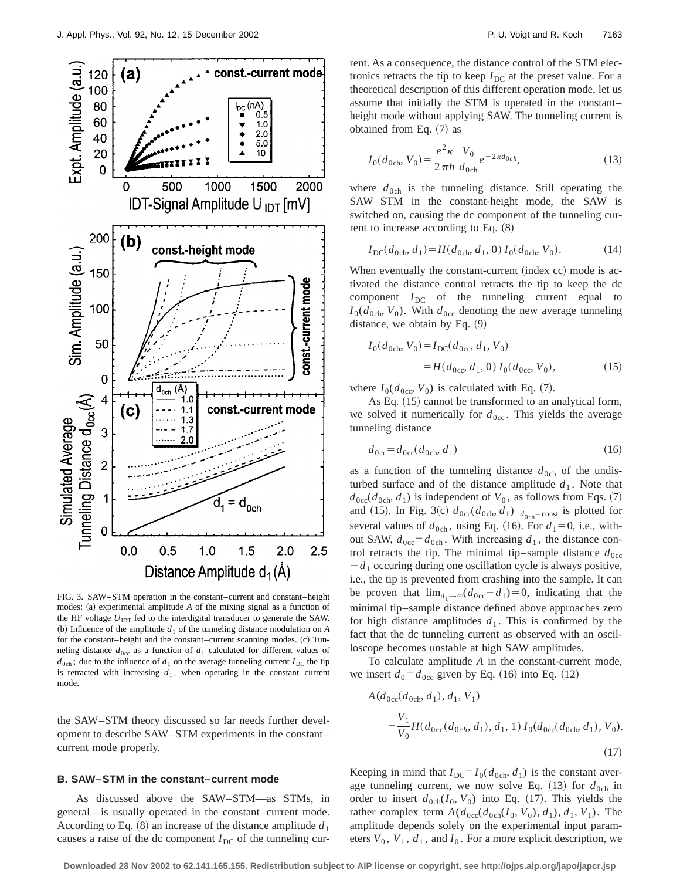FIG. 3. SAW–STM operation in the constant–current and constant–height modes: (a) experimental amplitude $A$ of the mixing signal as a function of the HF voltage $U_{\mathrm{IDT}}$ fed to the interdigital transducer to generate the SAW. (b) Influence of the amplitude $d_1$ of the tunneling distance modulation on $A$ for the constant–height and the constant–current scanning modes. (c) Tunneling distance $d_{0\mathrm{cc}}$ as a function of $d_1$ calculated for different values of $d_{0\mathrm{ch}}$; due to the influence of $d_1$ on the average tunneling current $I_{\mathrm{DC}}$ the tip is retracted with increasing $d_1$, when operating in the constant–current mode.

the SAW–STM theory discussed so far needs further development to describe SAW–STM experiments in the constant–current mode properly.

### B. SAW–STM in the constant–current mode

As discussed above the SAW–STM—as STMs, in general—is usually operated in the constant–current mode. According to Eq. (8) an increase of the distance amplitude $d_1$ causes a raise of the dc component $I_{\mathrm{DC}}$ of the tunneling current. As a consequence, the distance control of the STM electronics retracts the tip to keep $I_{\mathrm{DC}}$ at the preset value. For a theoretical description of this different operation mode, let us assume that initially the STM is operated in the constant–height mode without applying SAW. The tunneling current is obtained from Eq. (7) as

$$I_0(d_{0\mathrm{ch}},V_0)=\frac{e^2\kappa}{2\pi h}\frac{V_0}{d_{0\mathrm{ch}}}e^{-2\kappa d_{0ch}}, \tag{13}$$

where $d_{0\mathrm{ch}}$ is the tunneling distance. Still operating the SAW–STM in the constant-height mode, the SAW is switched on, causing the dc component of the tunneling current to increase according to Eq. (8)

$$I_{\mathrm{DC}}(d_{0\mathrm{ch}},d_1)=H(d_{0\mathrm{ch}},d_1,0)\,I_0(d_{0\mathrm{ch}},V_0). \tag{14}$$

When eventually the constant-current (index cc) mode is activated the distance control retracts the tip to keep the dc component $I_{\mathrm{DC}}$ of the tunneling current equal to $I_0(d_{0\mathrm{ch}},V_0)$. With $d_{0\mathrm{cc}}$ denoting the new average tunneling distance, we obtain by Eq. (9)

$$\begin{aligned}I_0(d_{0\mathrm{ch}},V_0)&=I_{\mathrm{DC}}(d_{0\mathrm{cc}},d_1,V_0)\\&=H(d_{0\mathrm{cc}},d_1,0)\,I_0(d_{0\mathrm{cc}},V_0),\end{aligned} \tag{15}$$

where $I_0(d_{0\mathrm{cc}},V_0)$ is calculated with Eq. (7).

As Eq. (15) cannot be transformed to an analytical form, we solved it numerically for $d_{0\mathrm{cc}}$. This yields the average tunneling distance

$$d_{0\mathrm{cc}}=d_{0\mathrm{cc}}(d_{0\mathrm{ch}},d_1) \tag{16}$$

as a function of the tunneling distance $d_{0\mathrm{ch}}$ of the undisturbed surface and of the distance amplitude $d_1$. Note that $d_{0\mathrm{cc}}(d_{0\mathrm{ch}},d_1)$ is independent of $V_0$, as follows from Eqs. (7) and (15). In Fig. 3(c) $d_{0\mathrm{cc}}(d_{0\mathrm{ch}},d_1)\big|_{d_{0\mathrm{ch}}=\mathrm{const}}$ is plotted for several values of $d_{0\mathrm{ch}}$, using Eq. (16). For $d_1=0$, i.e., without SAW, $d_{0\mathrm{cc}}=d_{0\mathrm{ch}}$. With increasing $d_1$, the distance control retracts the tip. The minimal tip–sample distance $d_{0\mathrm{cc}}-d_1$ occuring during one oscillation cycle is always positive, i.e., the tip is prevented from crashing into the sample. It can be proven that $\lim_{d_1\to\infty}(d_{0\mathrm{cc}}-d_1)=0$, indicating that the minimal tip–sample distance defined above approaches zero for high distance amplitudes $d_1$. This is confirmed by the fact that the dc tunneling current as observed with an oscilloscope becomes unstable at high SAW amplitudes.

To calculate amplitude $A$ in the constant-current mode, we insert $d_0=d_{0\mathrm{cc}}$ given by Eq. (16) into Eq. (12)

$$\begin{aligned}&A(d_{0\mathrm{cc}}(d_{0\mathrm{ch}},d_1),d_1,V_1)\\&\quad=\frac{V_1}{V_0}H(d_{0cc}(d_{0ch},d_1),d_1,1)\,I_0(d_{0\mathrm{cc}}(d_{0\mathrm{ch}},d_1),V_0).\end{aligned} \tag{17}$$

Keeping in mind that $I_{\mathrm{DC}}=I_0(d_{0\mathrm{ch}},d_1)$ is the constant average tunneling current, we now solve Eq. (13) for $d_{0\mathrm{ch}}$ in order to insert $d_{0\mathrm{ch}}(I_0,V_0)$ into Eq. (17). This yields the rather complex term $A(d_{0\mathrm{cc}}(d_{0\mathrm{ch}}(I_0,V_0),d_1),d_1,V_1)$. The amplitude depends solely on the experimental input parameters $V_0$, $V_1$, $d_1$, and $I_0$. For a more explicit description, we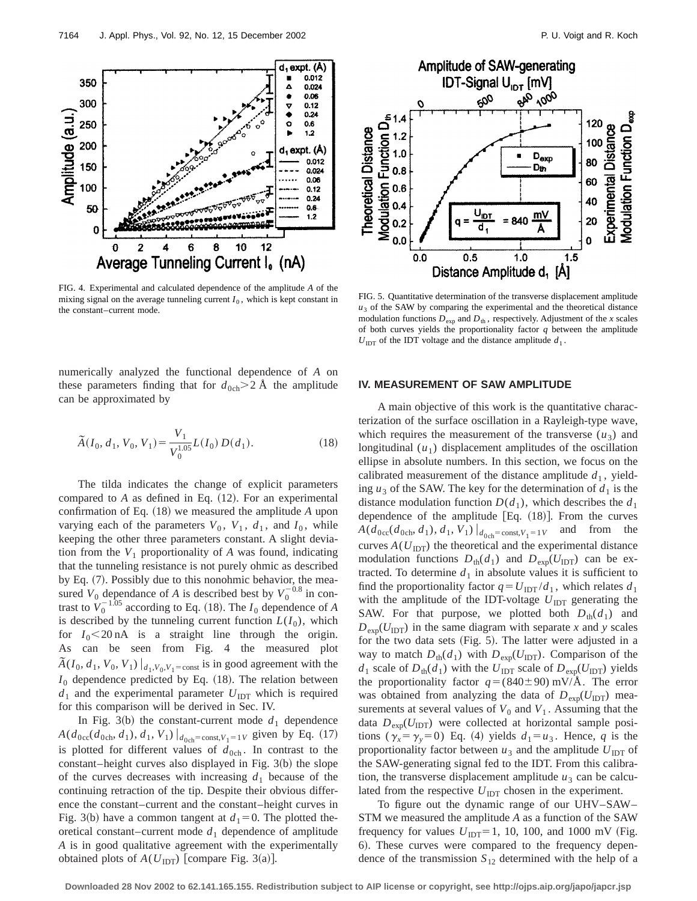FIG. 4. Experimental and calculated dependence of the amplitude $A$ of the mixing signal on the average tunneling current $I_0$, which is kept constant in the constant–current mode.

FIG. 5. Quantitative determination of the transverse displacement amplitude $u_3$ of the SAW by comparing the experimental and the theoretical distance modulation functions $D_{\mathrm{exp}}$ and $D_{\mathrm{th}}$, respectively. Adjustment of the $x$ scales of both curves yields the proportionality factor $q$ between the amplitude $U_{\mathrm{IDT}}$ of the IDT voltage and the distance amplitude $d_1$.

numerically analyzed the functional dependence of $A$ on these parameters finding that for $d_{0\mathrm{ch}} > 2$ Å the amplitude can be approximated by

$$\tilde{A}(I_0, d_1, V_0, V_1) = \frac{V_1}{V_0^{1.05}} L(I_0)\, D(d_1). \tag{18}$$

The tilda indicates the change of explicit parameters compared to $A$ as defined in Eq. (12). For an experimental confirmation of Eq. (18) we measured the amplitude $A$ upon varying each of the parameters $V_0$, $V_1$, $d_1$, and $I_0$, while keeping the other three parameters constant. A slight deviation from the $V_1$ proportionality of $A$ was found, indicating that the tunneling resistance is not purely ohmic as described by Eq. (7). Possibly due to this nonohmic behavior, the measured $V_0$ dependance of $A$ is described best by $V_0^{-0.8}$ in contrast to $V_0^{-1.05}$ according to Eq. (18). The $I_0$ dependence of $A$ is described by the tunneling current function $L(I_0)$, which for $I_0 < 20$ nA is a straight line through the origin. As can be seen from Fig. 4 the measured plot $\tilde{A}(I_0, d_1, V_0, V_1)|_{d_1, V_0, V_1 = \mathrm{const}}$ is in good agreement with the $I_0$ dependence predicted by Eq. (18). The relation between $d_1$ and the experimental parameter $U_{\mathrm{IDT}}$ which is required for this comparison will be derived in Sec. IV.

In Fig. 3(b) the constant-current mode $d_1$ dependence $A(d_{0\mathrm{cc}}(d_{0\mathrm{ch}}, d_1), d_1, V_1)|_{d_{0\mathrm{ch}} = \mathrm{const}, V_1 = 1V}$ given by Eq. (17) is plotted for different values of $d_{0\mathrm{ch}}$. In contrast to the constant–height curves also displayed in Fig. 3(b) the slope of the curves decreases with increasing $d_1$ because of the continuing retraction of the tip. Despite their obvious difference the constant–current and the constant–height curves in Fig. 3(b) have a common tangent at $d_1 = 0$. The plotted theoretical constant–current mode $d_1$ dependence of amplitude $A$ is in good qualitative agreement with the experimentally obtained plots of $A(U_{\mathrm{IDT}})$ [compare Fig. 3(a)].

## IV. MEASUREMENT OF SAW AMPLITUDE

A main objective of this work is the quantitative characterization of the surface oscillation in a Rayleigh-type wave, which requires the measurement of the transverse ($u_3$) and longitudinal ($u_1$) displacement amplitudes of the oscillation ellipse in absolute numbers. In this section, we focus on the calibrated measurement of the distance amplitude $d_1$, yielding $u_3$ of the SAW. The key for the determination of $d_1$ is the distance modulation function $D(d_1)$, which describes the $d_1$ dependence of the amplitude [Eq. (18)]. From the curves $A(d_{0\mathrm{cc}}(d_{0\mathrm{ch}}, d_1), d_1, V_1)|_{d_{0\mathrm{ch}} = \mathrm{const}, V_1 = 1V}$ and from the curves $A(U_{\mathrm{IDT}})$ the theoretical and the experimental distance modulation functions $D_{\mathrm{th}}(d_1)$ and $D_{\mathrm{exp}}(U_{\mathrm{IDT}})$ can be extracted. To determine $d_1$ in absolute values it is sufficient to find the proportionality factor $q = U_{\mathrm{IDT}}/d_1$, which relates $d_1$ with the amplitude of the IDT-voltage $U_{\mathrm{IDT}}$ generating the SAW. For that purpose, we plotted both $D_{\mathrm{th}}(d_1)$ and $D_{\mathrm{exp}}(U_{\mathrm{IDT}})$ in the same diagram with separate $x$ and $y$ scales for the two data sets (Fig. 5). The latter were adjusted in a way to match $D_{\mathrm{th}}(d_1)$ with $D_{\mathrm{exp}}(U_{\mathrm{IDT}})$. Comparison of the $d_1$ scale of $D_{\mathrm{th}}(d_1)$ with the $U_{\mathrm{IDT}}$ scale of $D_{\mathrm{exp}}(U_{\mathrm{IDT}})$ yields the proportionality factor $q = (840 \pm 90)$ mV/Å. The error was obtained from analyzing the data of $D_{\mathrm{exp}}(U_{\mathrm{IDT}})$ measurements at several values of $V_0$ and $V_1$. Assuming that the data $D_{\mathrm{exp}}(U_{\mathrm{IDT}})$ were collected at horizontal sample positions ($\gamma_x = \gamma_y = 0$) Eq. (4) yields $d_1 = u_3$. Hence, $q$ is the proportionality factor between $u_3$ and the amplitude $U_{\mathrm{IDT}}$ of the SAW-generating signal fed to the IDT. From this calibration, the transverse displacement amplitude $u_3$ can be calculated from the respective $U_{\mathrm{IDT}}$ chosen in the experiment.

To figure out the dynamic range of our UHV–SAW–STM we measured the amplitude $A$ as a function of the SAW frequency for values $U_{\mathrm{IDT}} = 1$, 10, 100, and 1000 mV (Fig. 6). These curves were compared to the frequency dependence of the transmission $S_{12}$ determined with the help of a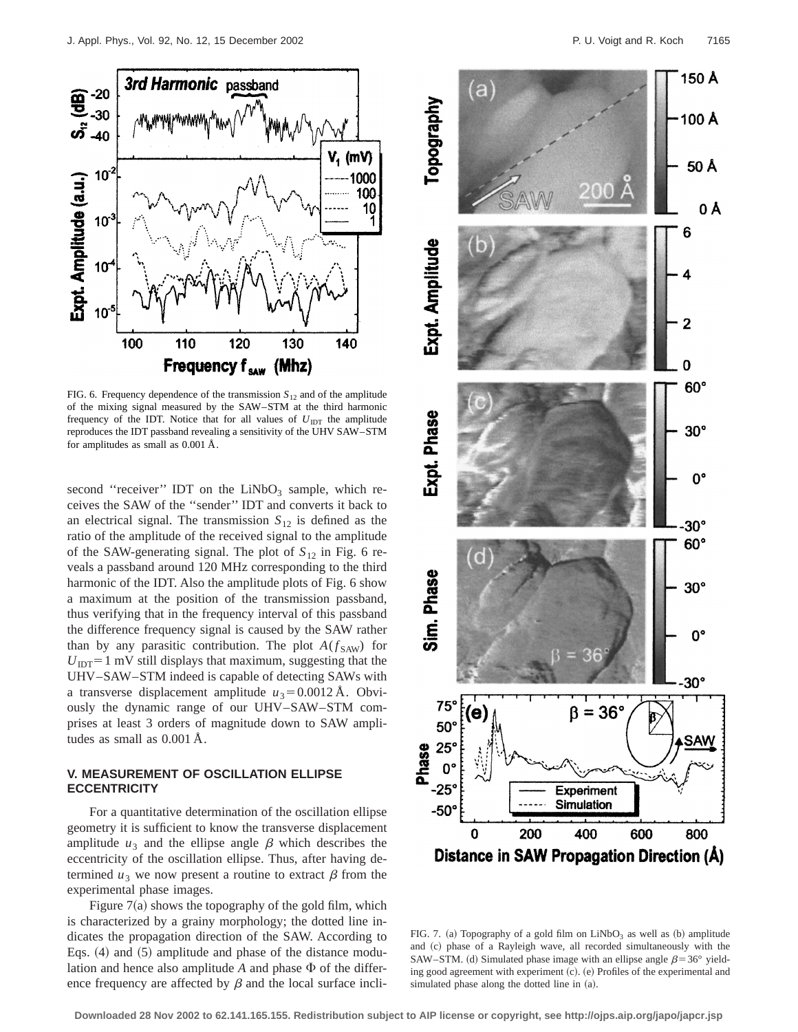FIG. 6. Frequency dependence of the transmission $S_{12}$ and of the amplitude of the mixing signal measured by the SAW–STM at the third harmonic frequency of the IDT. Notice that for all values of $U_{IDT}$ the amplitude reproduces the IDT passband revealing a sensitivity of the UHV SAW–STM for amplitudes as small as 0.001 Å.

second ''receiver'' IDT on the $LiNbO_3$ sample, which receives the SAW of the ''sender'' IDT and converts it back to an electrical signal. The transmission $S_{12}$ is defined as the ratio of the amplitude of the received signal to the amplitude of the SAW-generating signal. The plot of $S_{12}$ in Fig. 6 reveals a passband around 120 MHz corresponding to the third harmonic of the IDT. Also the amplitude plots of Fig. 6 show a maximum at the position of the transmission passband, thus verifying that in the frequency interval of this passband the difference frequency signal is caused by the SAW rather than by any parasitic contribution. The plot $A(f_{SAW})$ for $U_{IDT}=1$ mV still displays that maximum, suggesting that the UHV–SAW–STM indeed is capable of detecting SAWs with a transverse displacement amplitude $u_3=0.0012$ Å. Obviously the dynamic range of our UHV–SAW–STM comprises at least 3 orders of magnitude down to SAW amplitudes as small as 0.001 Å.

## V. MEASUREMENT OF OSCILLATION ELLIPSE ECCENTRICITY

For a quantitative determination of the oscillation ellipse geometry it is sufficient to know the transverse displacement amplitude $u_3$ and the ellipse angle $\beta$ which describes the eccentricity of the oscillation ellipse. Thus, after having determined $u_3$ we now present a routine to extract $\beta$ from the experimental phase images.

Figure 7(a) shows the topography of the gold film, which is characterized by a grainy morphology; the dotted line indicates the propagation direction of the SAW. According to Eqs. (4) and (5) amplitude and phase of the distance modulation and hence also amplitude $A$ and phase $\Phi$ of the difference frequency are affected by $\beta$ and the local surface incli-

FIG. 7. (a) Topography of a gold film on $LiNbO_3$ as well as (b) amplitude and (c) phase of a Rayleigh wave, all recorded simultaneously with the SAW–STM. (d) Simulated phase image with an ellipse angle $\beta=36°$ yielding good agreement with experiment (c). (e) Profiles of the experimental and simulated phase along the dotted line in (a).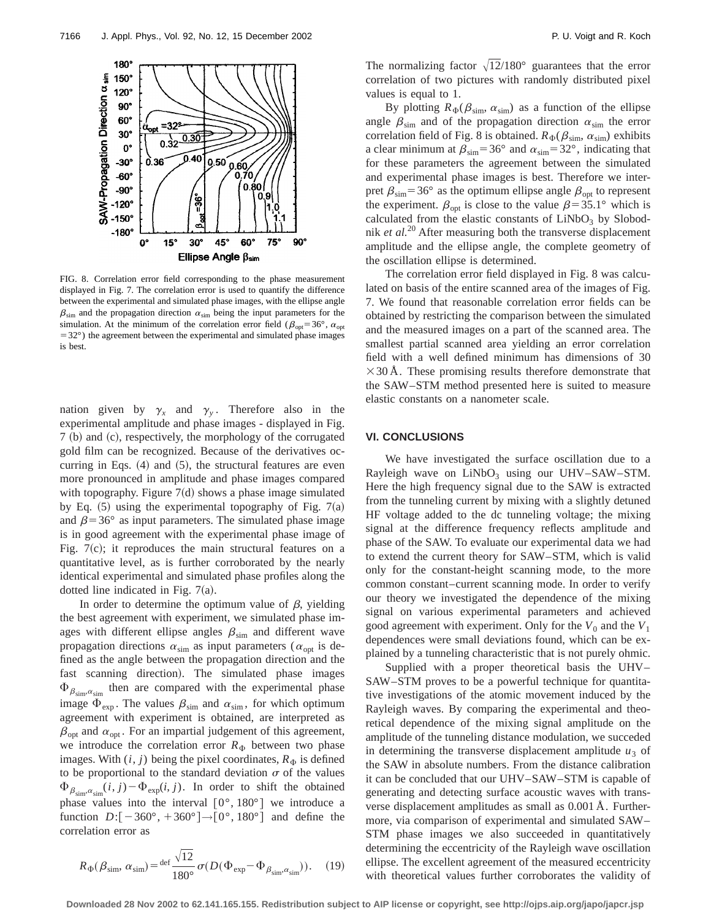FIG. 8. Correlation error field corresponding to the phase measurement displayed in Fig. 7. The correlation error is used to quantify the difference between the experimental and simulated phase images, with the ellipse angle $\beta_{\rm sim}$ and the propagation direction $\alpha_{\rm sim}$ being the input parameters for the simulation. At the minimum of the correlation error field ($\beta_{\rm opt}=36°$, $\alpha_{\rm opt}=32°$) the agreement between the experimental and simulated phase images is best.

nation given by $\gamma_x$ and $\gamma_y$. Therefore also in the experimental amplitude and phase images - displayed in Fig. 7 (b) and (c), respectively, the morphology of the corrugated gold film can be recognized. Because of the derivatives occurring in Eqs. (4) and (5), the structural features are even more pronounced in amplitude and phase images compared with topography. Figure 7(d) shows a phase image simulated by Eq. (5) using the experimental topography of Fig. 7(a) and $\beta=36°$ as input parameters. The simulated phase image is in good agreement with the experimental phase image of Fig. 7(c); it reproduces the main structural features on a quantitative level, as is further corroborated by the nearly identical experimental and simulated phase profiles along the dotted line indicated in Fig. 7(a).

In order to determine the optimum value of $\beta$, yielding the best agreement with experiment, we simulated phase images with different ellipse angles $\beta_{\rm sim}$ and different wave propagation directions $\alpha_{\rm sim}$ as input parameters ($\alpha_{\rm opt}$ is defined as the angle between the propagation direction and the fast scanning direction). The simulated phase images $\Phi_{\beta_{\rm sim},\alpha_{\rm sim}}$ then are compared with the experimental phase image $\Phi_{\rm exp}$. The values $\beta_{\rm sim}$ and $\alpha_{\rm sim}$, for which optimum agreement with experiment is obtained, are interpreted as $\beta_{\rm opt}$ and $\alpha_{\rm opt}$. For an impartial judgement of this agreement, we introduce the correlation error $R_\Phi$ between two phase images. With $(i,j)$ being the pixel coordinates, $R_\Phi$ is defined to be proportional to the standard deviation $\sigma$ of the values $\Phi_{\beta_{\rm sim},\alpha_{\rm sim}}(i,j)-\Phi_{\rm exp}(i,j)$. In order to shift the obtained phase values into the interval $[0°,180°]$ we introduce a function $D:[-360°,+360°]\rightarrow[0°,180°]$ and define the correlation error as

$$R_\Phi(\beta_{\rm sim},\alpha_{\rm sim}) \stackrel{\rm def}{=} \frac{\sqrt{12}}{180°}\sigma(D(\Phi_{\rm exp}-\Phi_{\beta_{\rm sim},\alpha_{\rm sim}})). \quad (19)$$

The normalizing factor $\sqrt{12}/180°$ guarantees that the error correlation of two pictures with randomly distributed pixel values is equal to 1.

By plotting $R_\Phi(\beta_{\rm sim},\alpha_{\rm sim})$ as a function of the ellipse angle $\beta_{\rm sim}$ and of the propagation direction $\alpha_{\rm sim}$ the error correlation field of Fig. 8 is obtained. $R_\Phi(\beta_{\rm sim},\alpha_{\rm sim})$ exhibits a clear minimum at $\beta_{\rm sim}=36°$ and $\alpha_{\rm sim}=32°$, indicating that for these parameters the agreement between the simulated and experimental phase images is best. Therefore we interpret $\beta_{\rm sim}=36°$ as the optimum ellipse angle $\beta_{\rm opt}$ to represent the experiment. $\beta_{\rm opt}$ is close to the value $\beta=35.1°$ which is calculated from the elastic constants of $LiNbO_3$ by Slobodnik *et al.*[20] After measuring both the transverse displacement amplitude and the ellipse angle, the complete geometry of the oscillation ellipse is determined.

The correlation error field displayed in Fig. 8 was calculated on basis of the entire scanned area of the images of Fig. 7. We found that reasonable correlation error fields can be obtained by restricting the comparison between the simulated and the measured images on a part of the scanned area. The smallest partial scanned area yielding an error correlation field with a well defined minimum has dimensions of 30 $\times$30 Å. These promising results therefore demonstrate that the SAW–STM method presented here is suited to measure elastic constants on a nanometer scale.

## VI. CONCLUSIONS

We have investigated the surface oscillation due to a Rayleigh wave on $LiNbO_3$ using our UHV–SAW–STM. Here the high frequency signal due to the SAW is extracted from the tunneling current by mixing with a slightly detuned HF voltage added to the dc tunneling voltage; the mixing signal at the difference frequency reflects amplitude and phase of the SAW. To evaluate our experimental data we had to extend the current theory for SAW–STM, which is valid only for the constant-height scanning mode, to the more common constant–current scanning mode. In order to verify our theory we investigated the dependence of the mixing signal on various experimental parameters and achieved good agreement with experiment. Only for the $V_0$ and the $V_1$ dependences were small deviations found, which can be explained by a tunneling characteristic that is not purely ohmic.

Supplied with a proper theoretical basis the UHV–SAW–STM proves to be a powerful technique for quantitative investigations of the atomic movement induced by the Rayleigh waves. By comparing the experimental and theoretical dependence of the mixing signal amplitude on the amplitude of the tunneling distance modulation, we succeded in determining the transverse displacement amplitude $u_3$ of the SAW in absolute numbers. From the distance calibration it can be concluded that our UHV–SAW–STM is capable of generating and detecting surface acoustic waves with transverse displacement amplitudes as small as 0.001 Å. Furthermore, via comparison of experimental and simulated SAW–STM phase images we also succeeded in quantitatively determining the eccentricity of the Rayleigh wave oscillation ellipse. The excellent agreement of the measured eccentricity with theoretical values further corroborates the validity of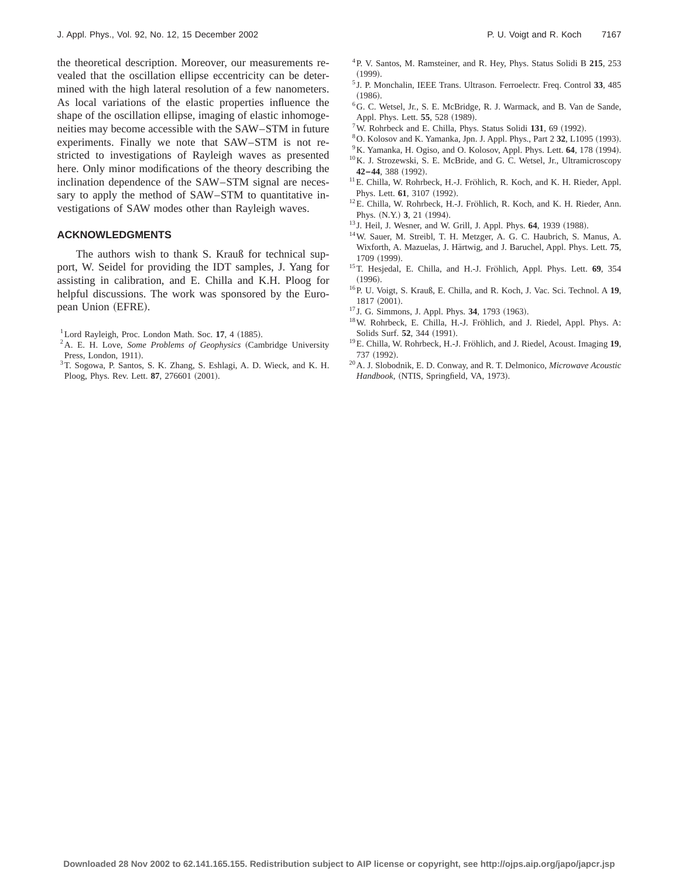the theoretical description. Moreover, our measurements revealed that the oscillation ellipse eccentricity can be determined with the high lateral resolution of a few nanometers. As local variations of the elastic properties influence the shape of the oscillation ellipse, imaging of elastic inhomogeneities may become accessible with the SAW–STM in future experiments. Finally we note that SAW–STM is not restricted to investigations of Rayleigh waves as presented here. Only minor modifications of the theory describing the inclination dependence of the SAW–STM signal are necessary to apply the method of SAW–STM to quantitative investigations of SAW modes other than Rayleigh waves.

## ACKNOWLEDGMENTS

The authors wish to thank S. Krauß for technical support, W. Seidel for providing the IDT samples, J. Yang for assisting in calibration, and E. Chilla and K.H. Ploog for helpful discussions. The work was sponsored by the European Union (EFRE).

[1] Lord Rayleigh, Proc. London Math. Soc. **17**, 4 (1885).
[2] A. E. H. Love, *Some Problems of Geophysics* (Cambridge University Press, London, 1911).
[3] T. Sogowa, P. Santos, S. K. Zhang, S. Eshlagi, A. D. Wieck, and K. H. Ploog, Phys. Rev. Lett. **87**, 276601 (2001).
[4] P. V. Santos, M. Ramsteiner, and R. Hey, Phys. Status Solidi B **215**, 253 (1999).
[5] J. P. Monchalin, IEEE Trans. Ultrason. Ferroelectr. Freq. Control **33**, 485 (1986).
[6] G. C. Wetsel, Jr., S. E. McBridge, R. J. Warmack, and B. Van de Sande, Appl. Phys. Lett. **55**, 528 (1989).
[7] W. Rohrbeck and E. Chilla, Phys. Status Solidi **131**, 69 (1992).
[8] O. Kolosov and K. Yamanka, Jpn. J. Appl. Phys., Part 2 **32**, L1095 (1993).
[9] K. Yamanka, H. Ogiso, and O. Kolosov, Appl. Phys. Lett. **64**, 178 (1994).
[10] K. J. Strozewski, S. E. McBride, and G. C. Wetsel, Jr., Ultramicroscopy **42–44**, 388 (1992).
[11] E. Chilla, W. Rohrbeck, H.-J. Fröhlich, R. Koch, and K. H. Rieder, Appl. Phys. Lett. **61**, 3107 (1992).
[12] E. Chilla, W. Rohrbeck, H.-J. Fröhlich, R. Koch, and K. H. Rieder, Ann. Phys. (N.Y.) **3**, 21 (1994).
[13] J. Heil, J. Wesner, and W. Grill, J. Appl. Phys. **64**, 1939 (1988).
[14] W. Sauer, M. Streibl, T. H. Metzger, A. G. C. Haubrich, S. Manus, A. Wixforth, A. Mazuelas, J. Härtwig, and J. Baruchel, Appl. Phys. Lett. **75**, 1709 (1999).
[15] T. Hesjedal, E. Chilla, and H.-J. Fröhlich, Appl. Phys. Lett. **69**, 354 (1996).
[16] P. U. Voigt, S. Krauß, E. Chilla, and R. Koch, J. Vac. Sci. Technol. A **19**, 1817 (2001).
[17] J. G. Simmons, J. Appl. Phys. **34**, 1793 (1963).
[18] W. Rohrbeck, E. Chilla, H.-J. Fröhlich, and J. Riedel, Appl. Phys. A: Solids Surf. **52**, 344 (1991).
[19] E. Chilla, W. Rohrbeck, H.-J. Fröhlich, and J. Riedel, Acoust. Imaging **19**, 737 (1992).
[20] A. J. Slobodnik, E. D. Conway, and R. T. Delmonico, *Microwave Acoustic Handbook*, (NTIS, Springfield, VA, 1973).